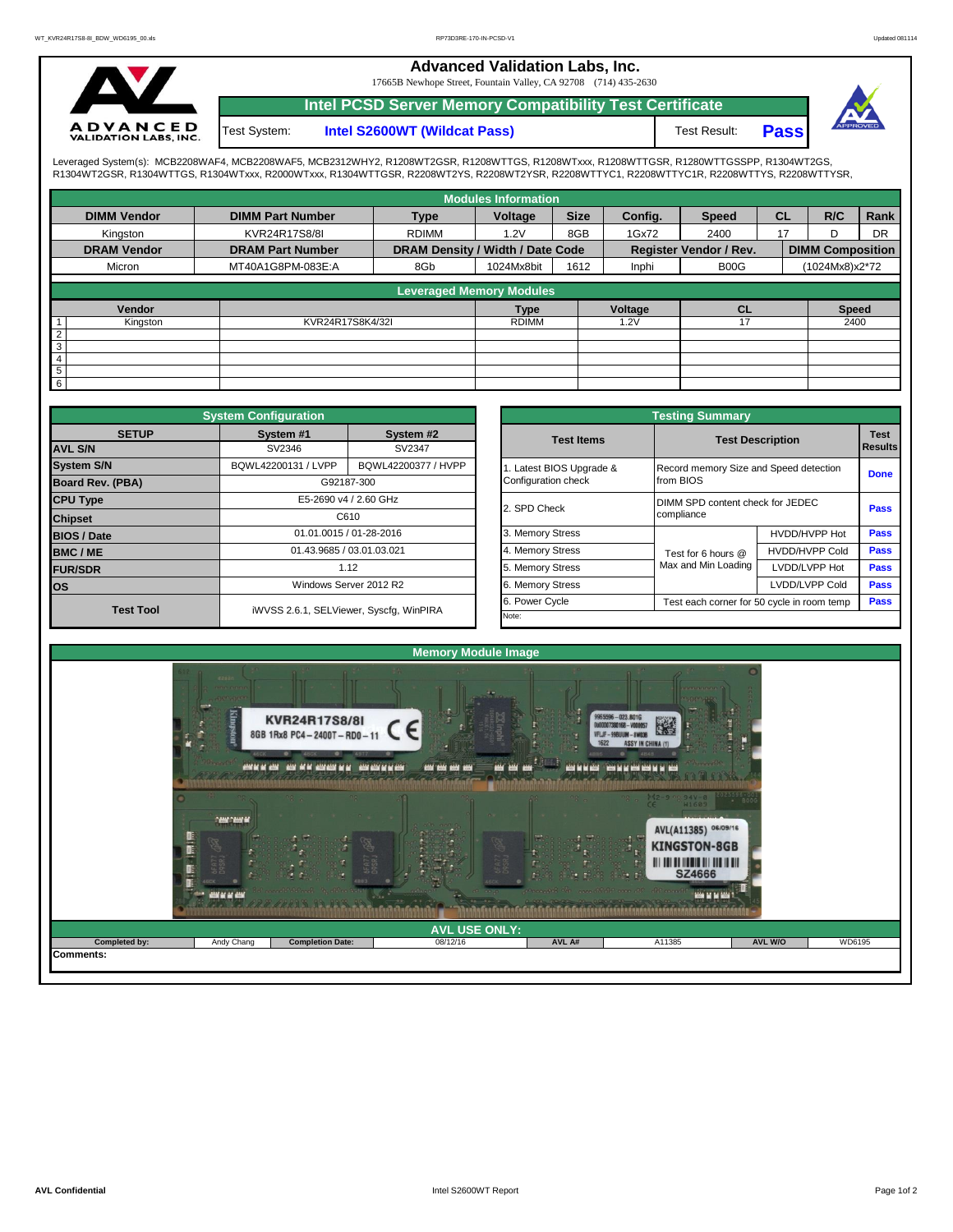# Advanced Validation Labs, Inc.

17665B Newhope Street, Fountain Valley, CA 92708 (714) 435-2630

## Intel PCSD Server Memory Compatibility Test Certificate

Test System: **Intel S2600WT (Wildcat Pass)** Test Result: **Pass**

Leveraged System(s): MCB2208WAF4, MCB2208WAF5, MCB2312WHY2, R1208WT2GSR, R1208WTTGS, R1208WTxxx, R1208WTTGSR, R1280WTTGSSPP, R1304WT2GS, R1304WT2GSR, R1304WTTGS, R1304WTxxx, R2000WTxxx, R1304WTTGSR, R2208WT2YS, R2208WT2YSR, R2208WTTYC1, R2208WTTYC1R, R2208WTTYS, R2208WTTYSR,

### Modules Information

| DIMM Vendor | DIMM Part Number | Type | Voltage | Size | Config. | Speed | CL | R/C | Rank |
|---|---|---|---|---|---|---|---|---|---|
| Kingston | KVR24R17S8/8I | RDIMM | 1.2V | 8GB | 1Gx72 | 2400 | 17 | D | DR |
| **DRAM Vendor** | **DRAM Part Number** | **DRAM Density / Width / Date Code** | | | **Register Vendor / Rev.** | | **DIMM Composition** | | |
| Micron | MT40A1G8PM-083E:A | 8Gb | 1024Mx8bit | 1612 | Inphi | B00G | (1024Mx8)x2*72 | | |

### Leveraged Memory Modules

| | Vendor | | Type | Voltage | CL | Speed |
|---|---|---|---|---|---|---|
| 1 | Kingston | KVR24R17S8K4/32I | RDIMM | 1.2V | 17 | 2400 |
| 2 | | | | | | |
| 3 | | | | | | |
| 4 | | | | | | |
| 5 | | | | | | |
| 6 | | | | | | |

### System Configuration

| SETUP | System #1 | System #2 |
|---|---|---|
| AVL S/N | SV2346 | SV2347 |
| System S/N | BQWL42200131 / LVPP | BQWL42200377 / HVPP |
| Board Rev. (PBA) | G92187-300 | |
| CPU Type | E5-2690 v4 / 2.60 GHz | |
| Chipset | C610 | |
| BIOS / Date | 01.01.0015 / 01-28-2016 | |
| BMC / ME | 01.43.9685 / 03.01.03.021 | |
| FUR/SDR | 1.12 | |
| OS | Windows Server 2012 R2 | |
| Test Tool | iWVSS 2.6.1, SELViewer, Syscfg, WinPIRA | |

### Testing Summary

| Test Items | Test Description | | Test Results |
|---|---|---|---|
| 1. Latest BIOS Upgrade & Configuration check | Record memory Size and Speed detection from BIOS | | Done |
| 2. SPD Check | DIMM SPD content check for JEDEC compliance | | Pass |
| 3. Memory Stress | Test for 6 hours @ Max and Min Loading | HVDD/HVPP Hot | Pass |
| 4. Memory Stress | | HVDD/HVPP Cold | Pass |
| 5. Memory Stress | | LVDD/LVPP Hot | Pass |
| 6. Memory Stress | | LVDD/LVPP Cold | Pass |
| 6. Power Cycle | Test each corner for 50 cycle in room temp | | Pass |
| Note: | | | |

### Memory Module Image

### AVL USE ONLY:

| Completed by: | Andy Chang | Completion Date: | 08/12/16 | AVL A# | A11385 | AVL W/O | WD6195 |
|---|---|---|---|---|---|---|---|

Comments: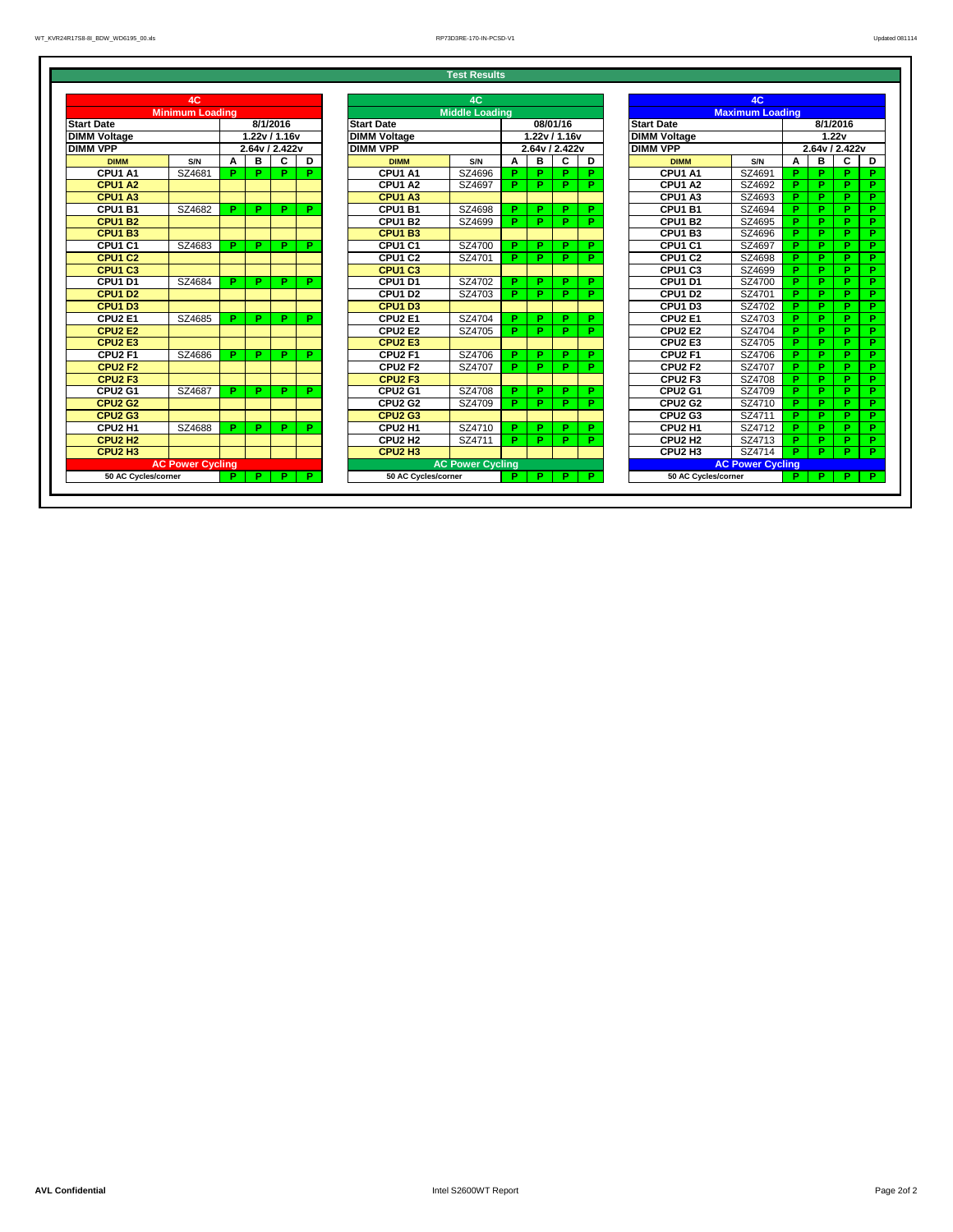# Test Results

| 4C Minimum Loading | | | | | |
|---|---|---|---|---|---|
| Start Date | | 8/1/2016 | | | |
| DIMM Voltage | | 1.22v / 1.16v | | | |
| DIMM VPP | | 2.64v / 2.422v | | | |
| DIMM | S/N | A | B | C | D |
| CPU1 A1 | SZ4681 | P | P | P | P |
| CPU1 A2 | | | | | |
| CPU1 A3 | | | | | |
| CPU1 B1 | SZ4682 | P | P | P | P |
| CPU1 B2 | | | | | |
| CPU1 B3 | | | | | |
| CPU1 C1 | SZ4683 | P | P | P | P |
| CPU1 C2 | | | | | |
| CPU1 C3 | | | | | |
| CPU1 D1 | SZ4684 | P | P | P | P |
| CPU1 D2 | | | | | |
| CPU1 D3 | | | | | |
| CPU2 E1 | SZ4685 | P | P | P | P |
| CPU2 E2 | | | | | |
| CPU2 E3 | | | | | |
| CPU2 F1 | SZ4686 | P | P | P | P |
| CPU2 F2 | | | | | |
| CPU2 F3 | | | | | |
| CPU2 G1 | SZ4687 | P | P | P | P |
| CPU2 G2 | | | | | |
| CPU2 G3 | | | | | |
| CPU2 H1 | SZ4688 | P | P | P | P |
| CPU2 H2 | | | | | |
| CPU2 H3 | | | | | |
| AC Power Cycling | | | | | |
| 50 AC Cycles/corner | | P | P | P | P |

| 4C Middle Loading | | | | | |
|---|---|---|---|---|---|
| Start Date | | 08/01/16 | | | |
| DIMM Voltage | | 1.22v / 1.16v | | | |
| DIMM VPP | | 2.64v / 2.422v | | | |
| DIMM | S/N | A | B | C | D |
| CPU1 A1 | SZ4696 | P | P | P | P |
| CPU1 A2 | SZ4697 | P | P | P | P |
| CPU1 A3 | | | | | |
| CPU1 B1 | SZ4698 | P | P | P | P |
| CPU1 B2 | SZ4699 | P | P | P | P |
| CPU1 B3 | | | | | |
| CPU1 C1 | SZ4700 | P | P | P | P |
| CPU1 C2 | SZ4701 | P | P | P | P |
| CPU1 C3 | | | | | |
| CPU1 D1 | SZ4702 | P | P | P | P |
| CPU1 D2 | SZ4703 | P | P | P | P |
| CPU1 D3 | | | | | |
| CPU2 E1 | SZ4704 | P | P | P | P |
| CPU2 E2 | SZ4705 | P | P | P | P |
| CPU2 E3 | | | | | |
| CPU2 F1 | SZ4706 | P | P | P | P |
| CPU2 F2 | SZ4707 | P | P | P | P |
| CPU2 F3 | | | | | |
| CPU2 G1 | SZ4708 | P | P | P | P |
| CPU2 G2 | SZ4709 | P | P | P | P |
| CPU2 G3 | | | | | |
| CPU2 H1 | SZ4710 | P | P | P | P |
| CPU2 H2 | SZ4711 | P | P | P | P |
| CPU2 H3 | | | | | |
| AC Power Cycling | | | | | |
| 50 AC Cycles/corner | | P | P | P | P |

| 4C Maximum Loading | | | | | |
|---|---|---|---|---|---|
| Start Date | | 8/1/2016 | | | |
| DIMM Voltage | | 1.22v | | | |
| DIMM VPP | | 2.64v / 2.422v | | | |
| DIMM | S/N | A | B | C | D |
| CPU1 A1 | SZ4691 | P | P | P | P |
| CPU1 A2 | SZ4692 | P | P | P | P |
| CPU1 A3 | SZ4693 | P | P | P | P |
| CPU1 B1 | SZ4694 | P | P | P | P |
| CPU1 B2 | SZ4695 | P | P | P | P |
| CPU1 B3 | SZ4696 | P | P | P | P |
| CPU1 C1 | SZ4697 | P | P | P | P |
| CPU1 C2 | SZ4698 | P | P | P | P |
| CPU1 C3 | SZ4699 | P | P | P | P |
| CPU1 D1 | SZ4700 | P | P | P | P |
| CPU1 D2 | SZ4701 | P | P | P | P |
| CPU1 D3 | SZ4702 | P | P | P | P |
| CPU2 E1 | SZ4703 | P | P | P | P |
| CPU2 E2 | SZ4704 | P | P | P | P |
| CPU2 E3 | SZ4705 | P | P | P | P |
| CPU2 F1 | SZ4706 | P | P | P | P |
| CPU2 F2 | SZ4707 | P | P | P | P |
| CPU2 F3 | SZ4708 | P | P | P | P |
| CPU2 G1 | SZ4709 | P | P | P | P |
| CPU2 G2 | SZ4710 | P | P | P | P |
| CPU2 G3 | SZ4711 | P | P | P | P |
| CPU2 H1 | SZ4712 | P | P | P | P |
| CPU2 H2 | SZ4713 | P | P | P | P |
| CPU2 H3 | SZ4714 | P | P | P | P |
| AC Power Cycling | | | | | |
| 50 AC Cycles/corner | | P | P | P | P |